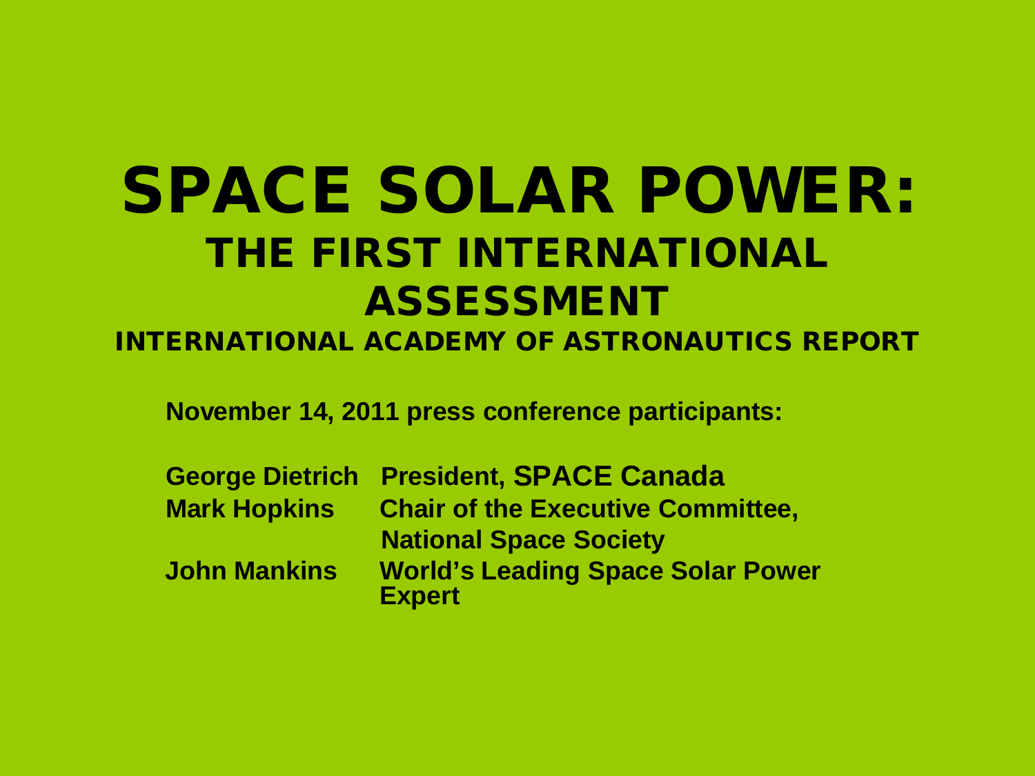# SPACE SOLAR POWER:

## THE FIRST INTERNATIONAL ASSESSMENT

### INTERNATIONAL ACADEMY OF ASTRONAUTICS REPORT

**November 14, 2011 press conference participants:**

| | |
|---|---|
| **George Dietrich** | **President, SPACE Canada** |
| **Mark Hopkins** | **Chair of the Executive Committee, National Space Society** |
| **John Mankins** | **World's Leading Space Solar Power Expert** |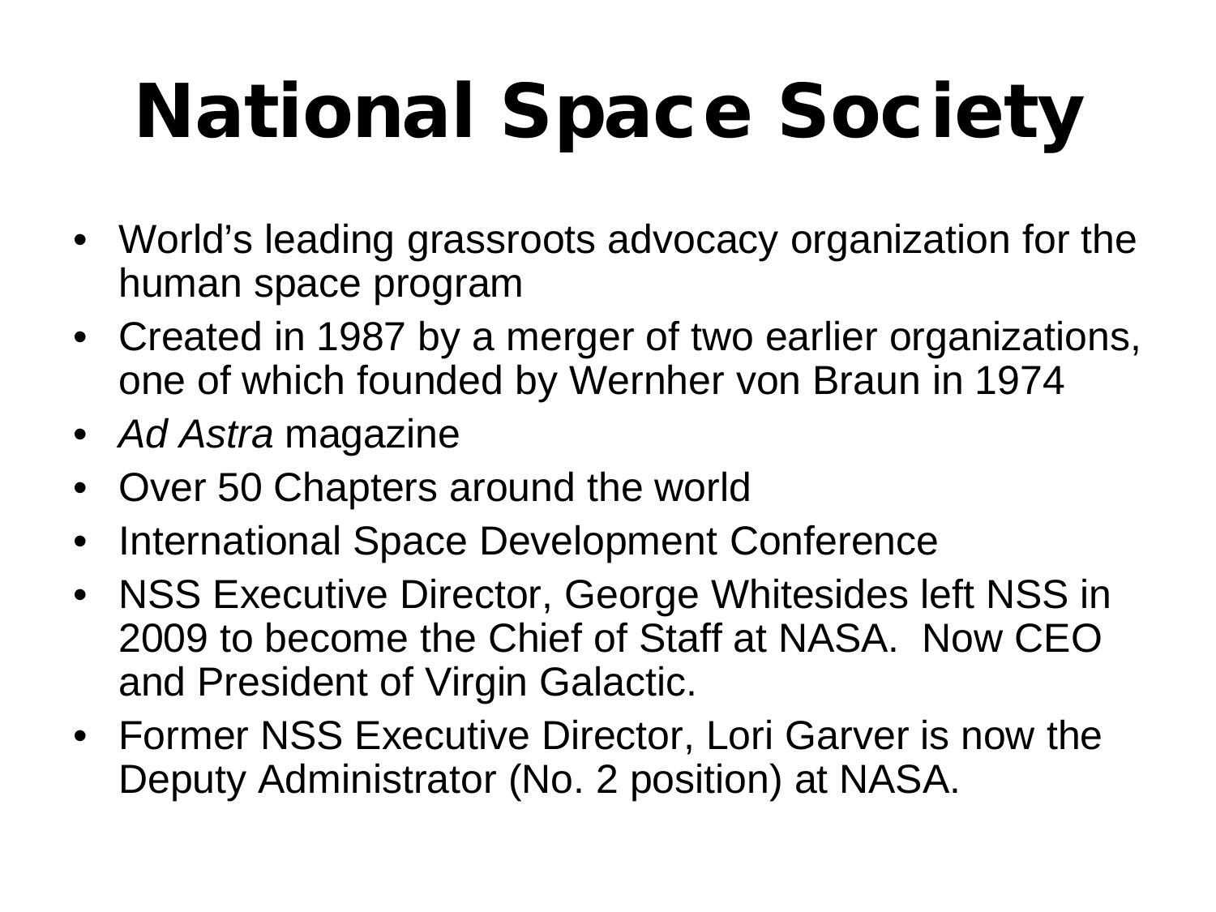# National Space Society

- World's leading grassroots advocacy organization for the human space program
- Created in 1987 by a merger of two earlier organizations, one of which founded by Wernher von Braun in 1974
- *Ad Astra* magazine
- Over 50 Chapters around the world
- International Space Development Conference
- NSS Executive Director, George Whitesides left NSS in 2009 to become the Chief of Staff at NASA. Now CEO and President of Virgin Galactic.
- Former NSS Executive Director, Lori Garver is now the Deputy Administrator (No. 2 position) at NASA.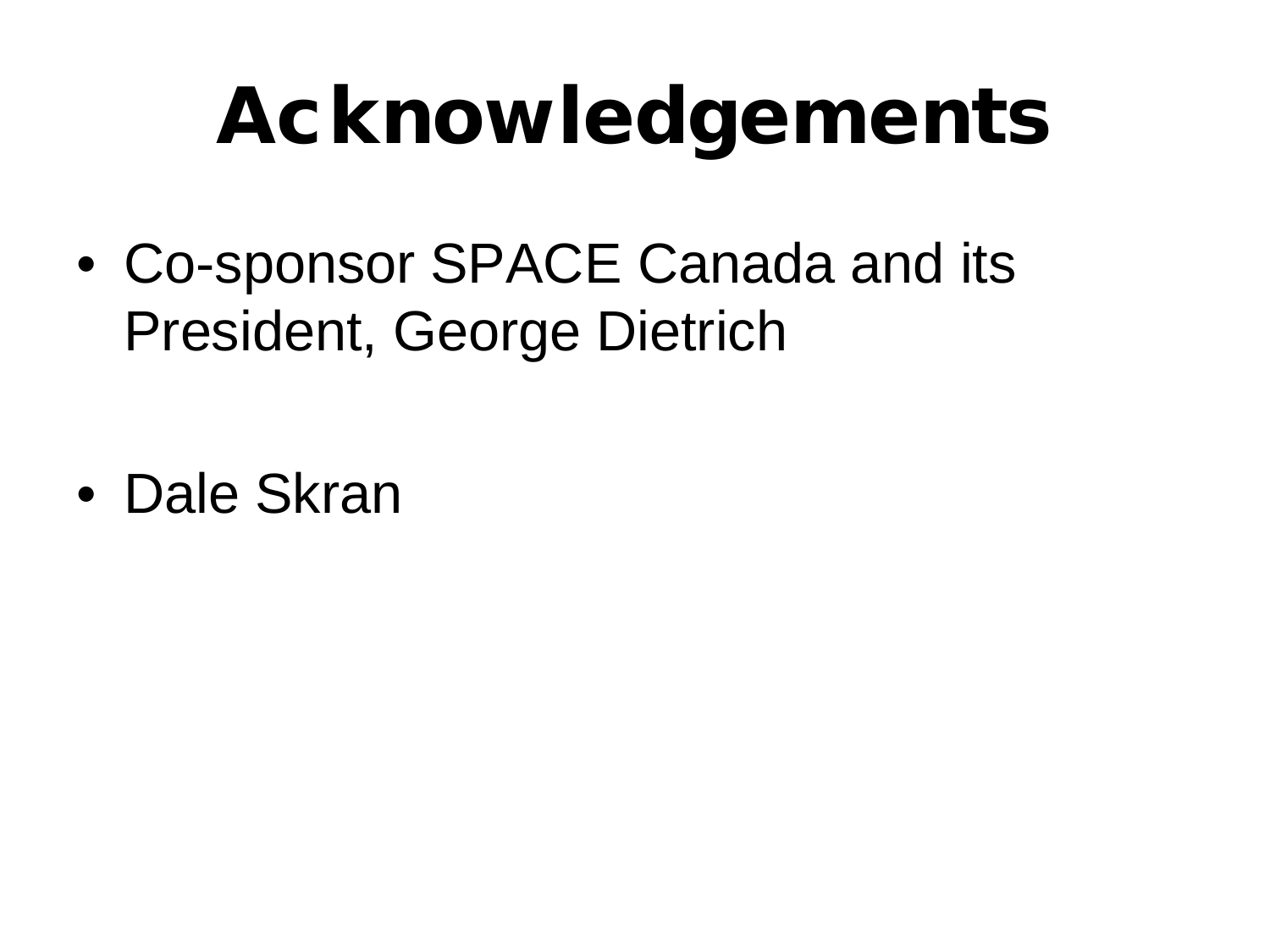# Acknowledgements

- Co-sponsor SPACE Canada and its President, George Dietrich
- Dale Skran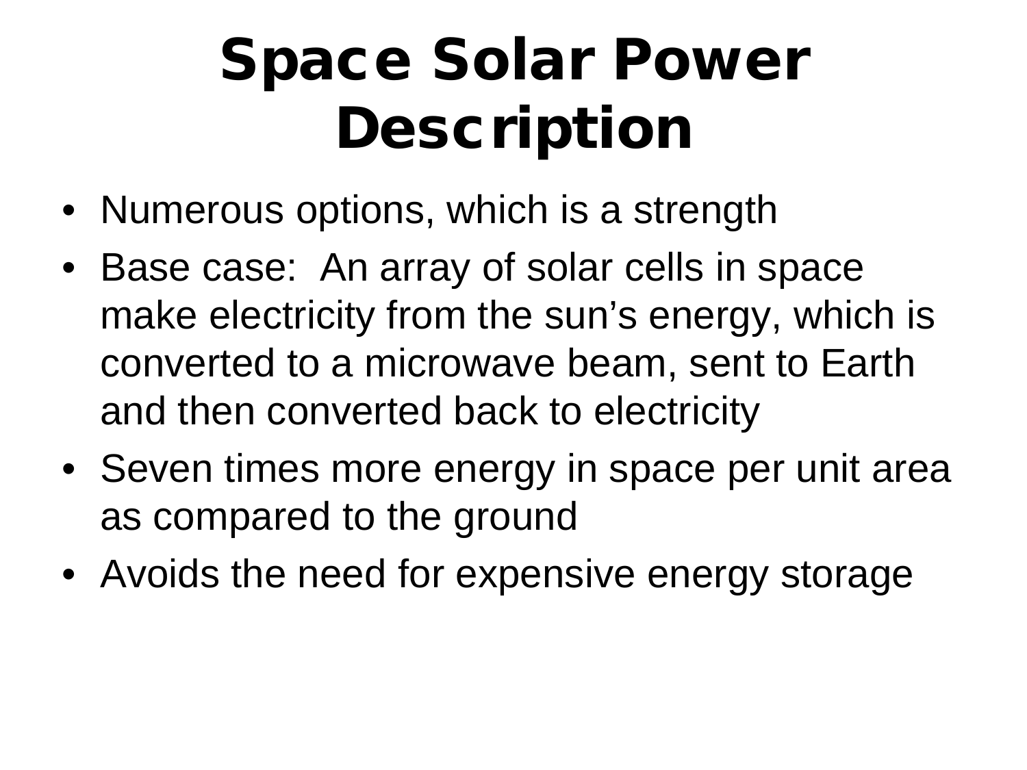# Space Solar Power Description

- Numerous options, which is a strength
- Base case: An array of solar cells in space make electricity from the sun's energy, which is converted to a microwave beam, sent to Earth and then converted back to electricity
- Seven times more energy in space per unit area as compared to the ground
- Avoids the need for expensive energy storage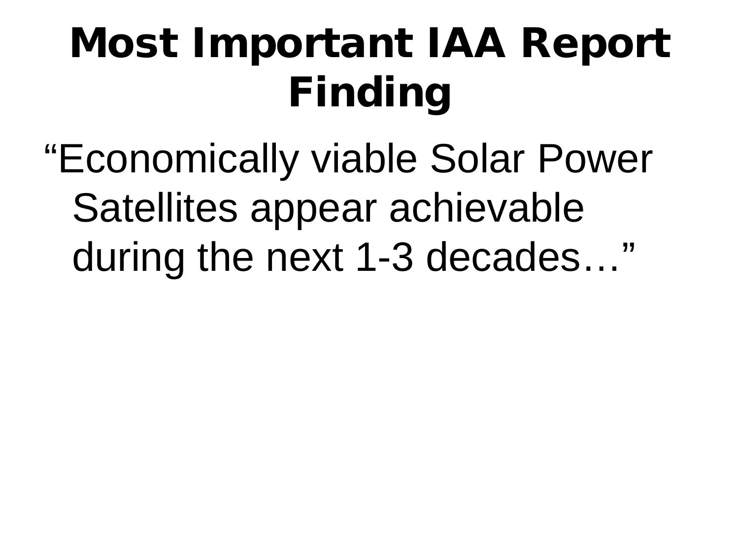# Most Important IAA Report Finding

“Economically viable Solar Power Satellites appear achievable during the next 1-3 decades…”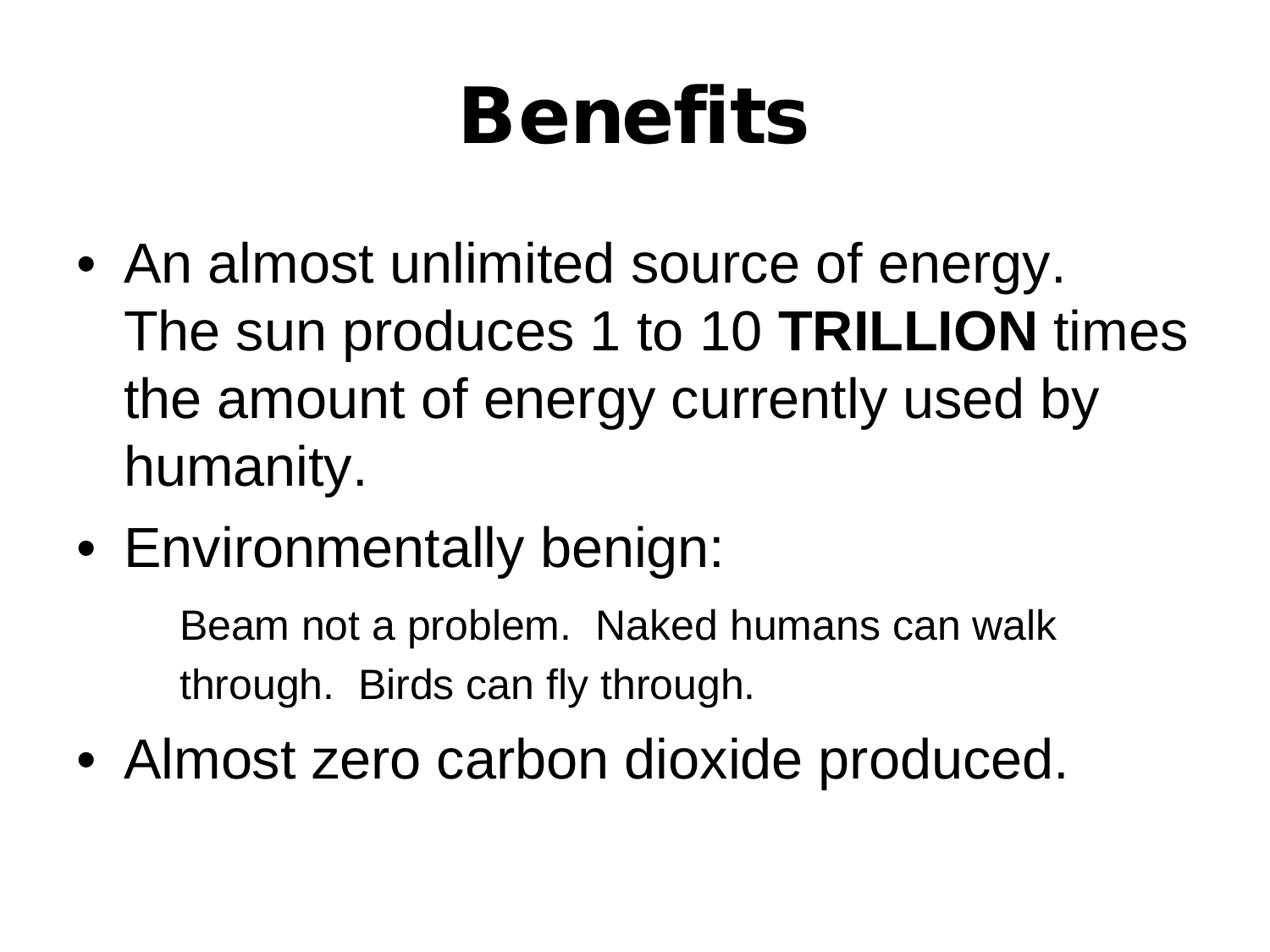# Benefits

- An almost unlimited source of energy. The sun produces 1 to 10 **TRILLION** times the amount of energy currently used by humanity.
- Environmentally benign:

  Beam not a problem. Naked humans can walk through. Birds can fly through.

- Almost zero carbon dioxide produced.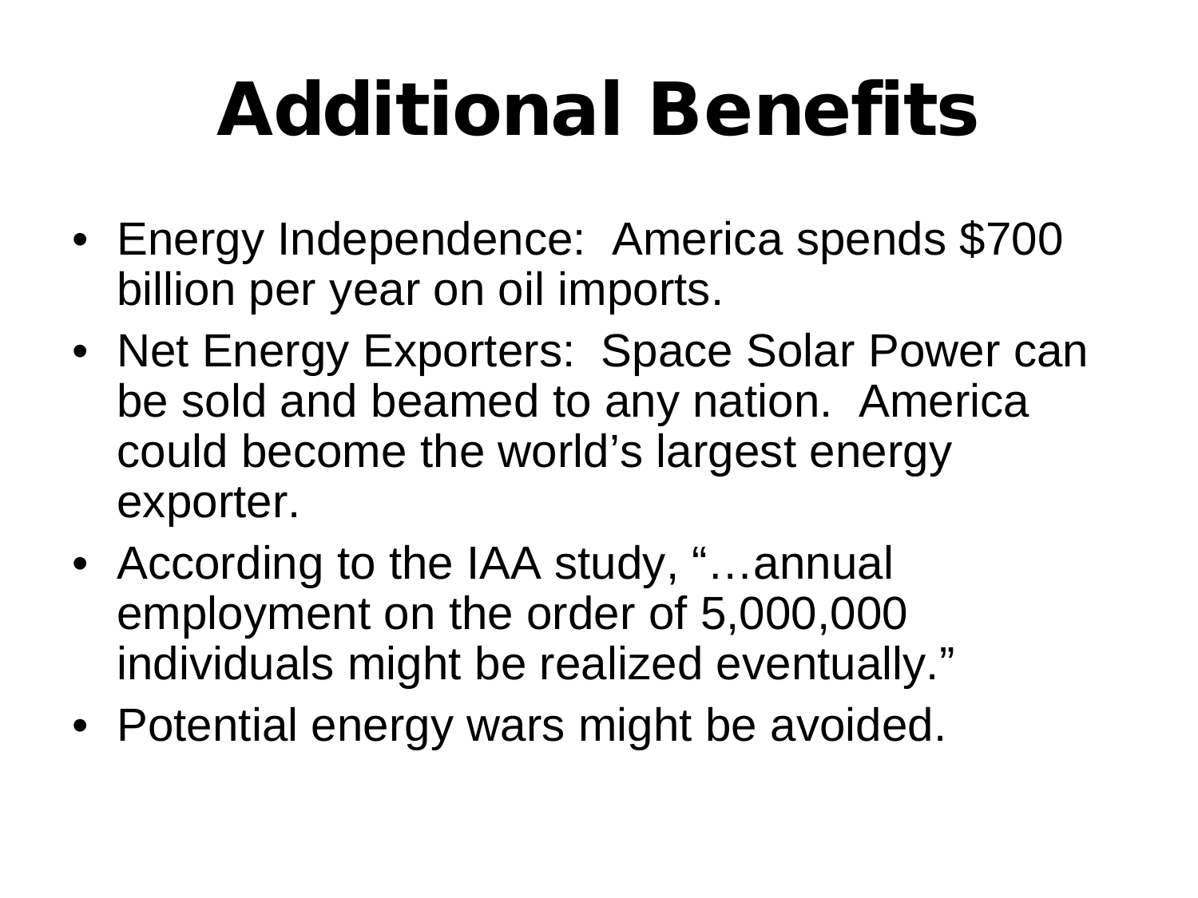# Additional Benefits

- Energy Independence: America spends $700 billion per year on oil imports.
- Net Energy Exporters: Space Solar Power can be sold and beamed to any nation. America could become the world's largest energy exporter.
- According to the IAA study, "…annual employment on the order of 5,000,000 individuals might be realized eventually."
- Potential energy wars might be avoided.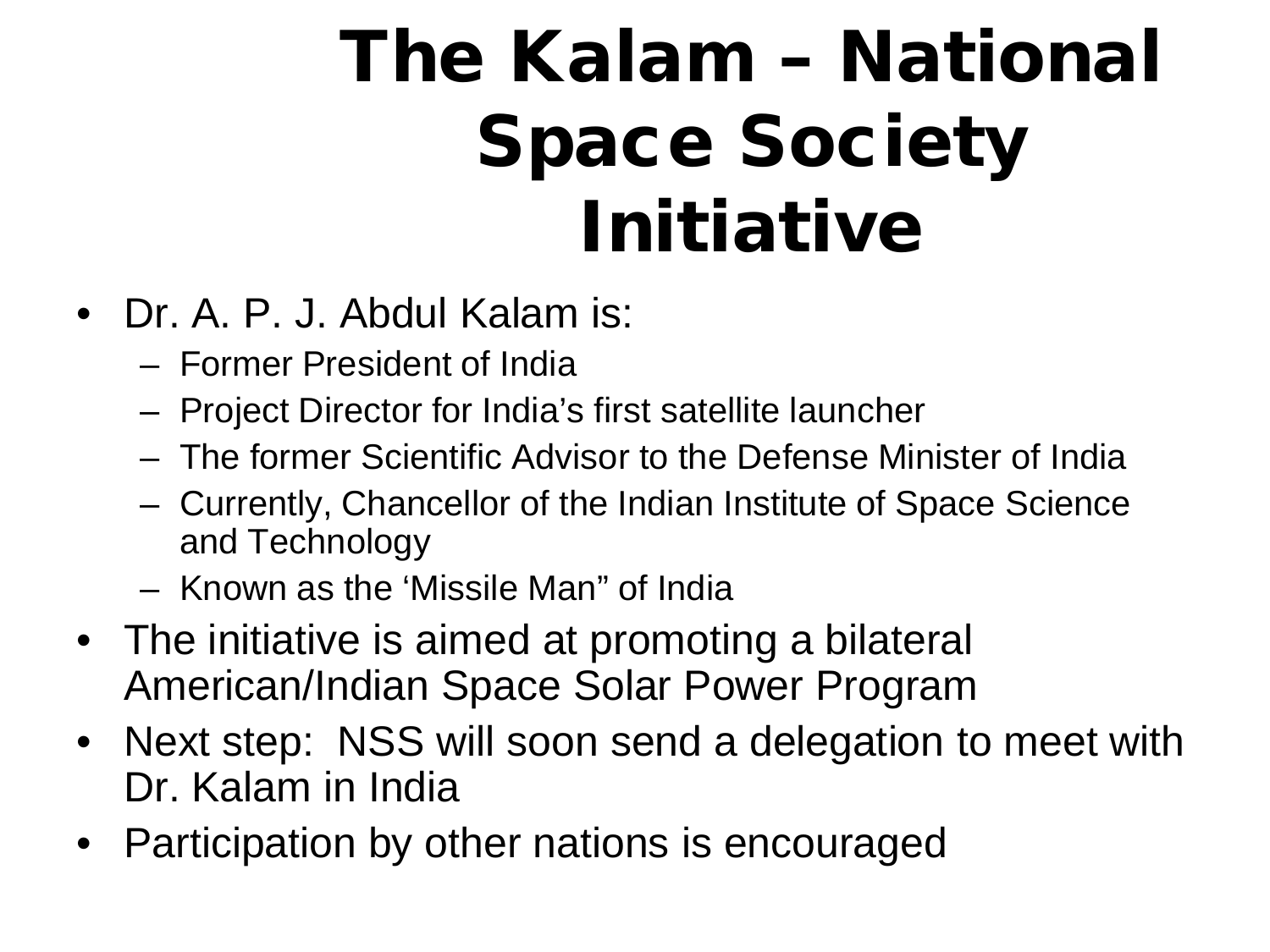# The Kalam – National Space Society Initiative

- Dr. A. P. J. Abdul Kalam is:
  - Former President of India
  - Project Director for India's first satellite launcher
  - The former Scientific Advisor to the Defense Minister of India
  - Currently, Chancellor of the Indian Institute of Space Science and Technology
  - Known as the 'Missile Man" of India
- The initiative is aimed at promoting a bilateral American/Indian Space Solar Power Program
- Next step: NSS will soon send a delegation to meet with Dr. Kalam in India
- Participation by other nations is encouraged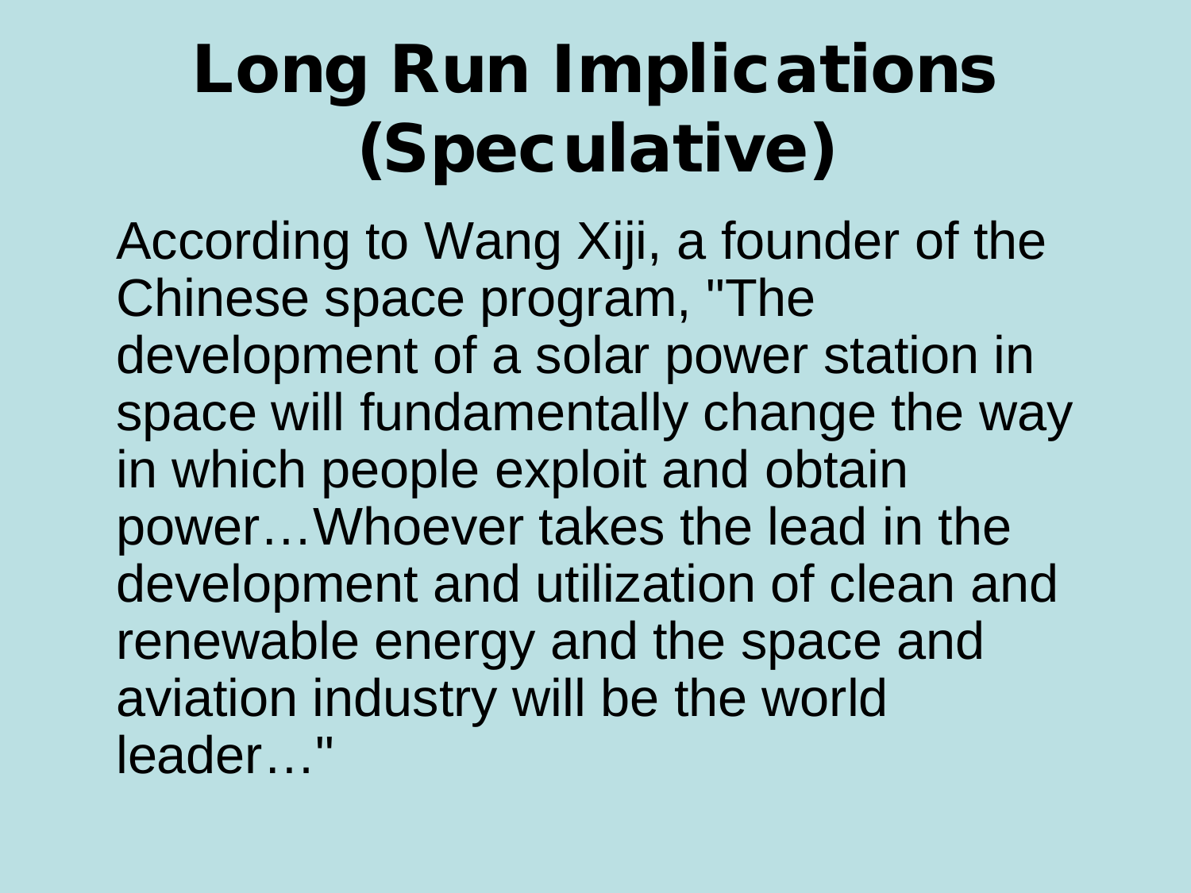# Long Run Implications (Speculative)

According to Wang Xiji, a founder of the Chinese space program, "The development of a solar power station in space will fundamentally change the way in which people exploit and obtain power…Whoever takes the lead in the development and utilization of clean and renewable energy and the space and aviation industry will be the world leader…"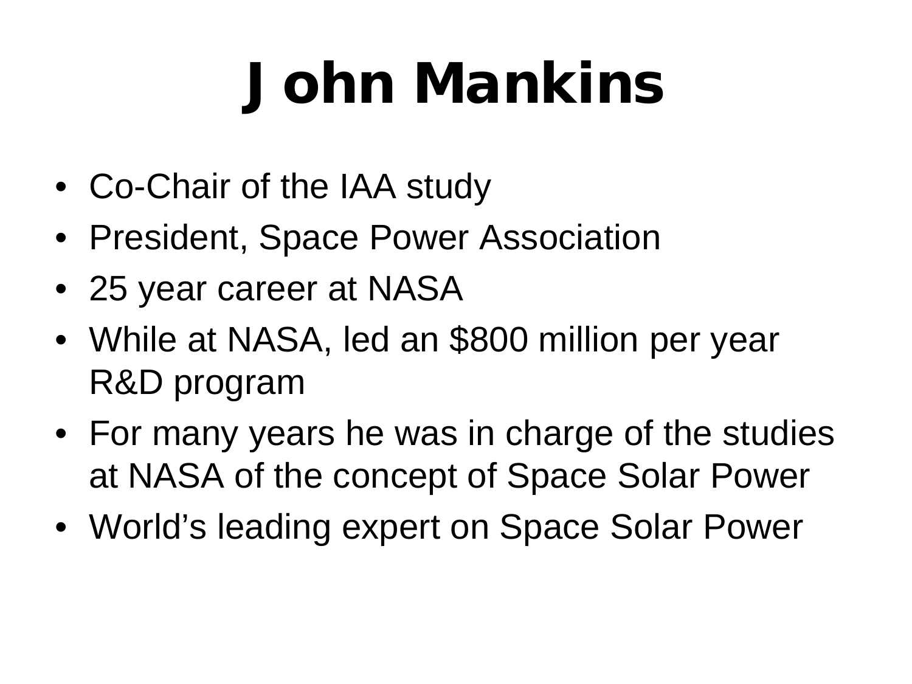# John Mankins

- Co-Chair of the IAA study
- President, Space Power Association
- 25 year career at NASA
- While at NASA, led an $800 million per year R&D program
- For many years he was in charge of the studies at NASA of the concept of Space Solar Power
- World’s leading expert on Space Solar Power